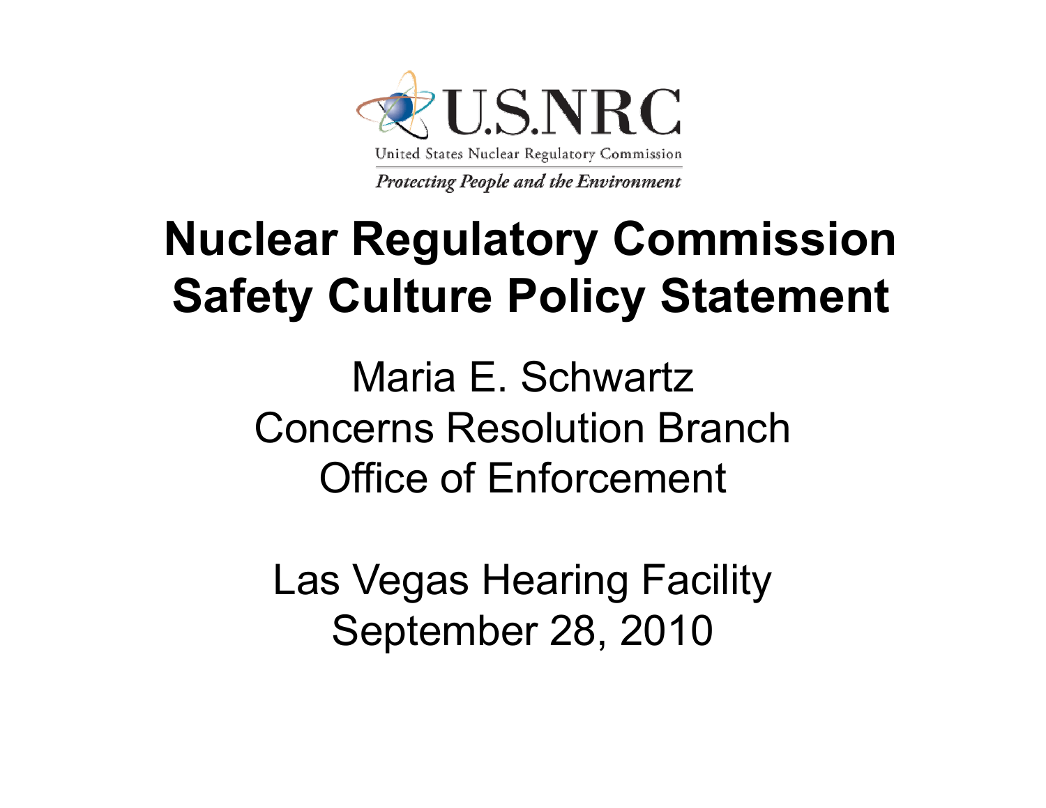U.S.NRC

United States Nuclear Regulatory Commission

*Protecting People and the Environment*

# Nuclear Regulatory Commission Safety Culture Policy Statement

Maria E. Schwartz
Concerns Resolution Branch
Office of Enforcement

Las Vegas Hearing Facility
September 28, 2010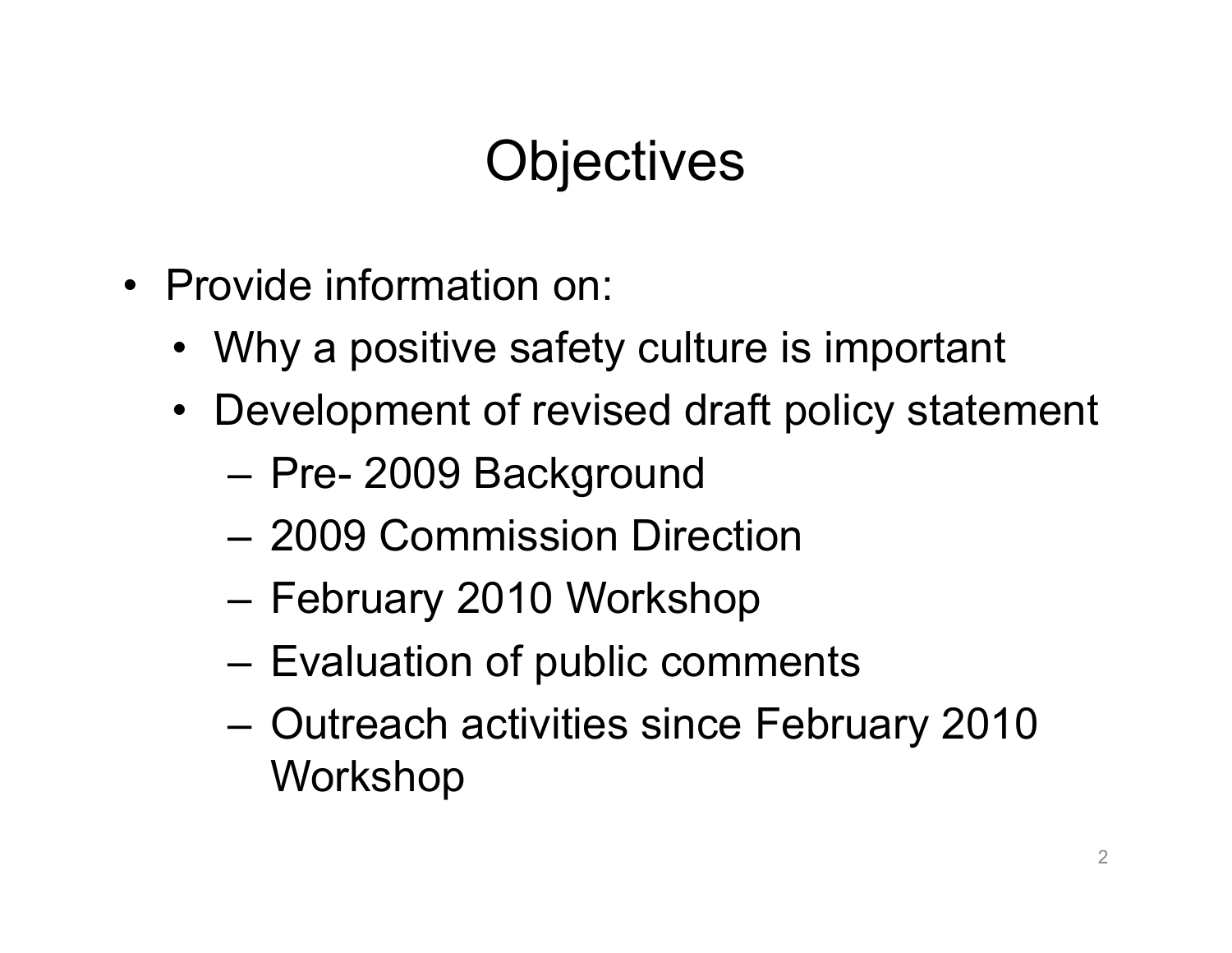# Objectives

- Provide information on:
  - Why a positive safety culture is important
  - Development of revised draft policy statement
    - Pre- 2009 Background
    - 2009 Commission Direction
    - February 2010 Workshop
    - Evaluation of public comments
    - Outreach activities since February 2010 Workshop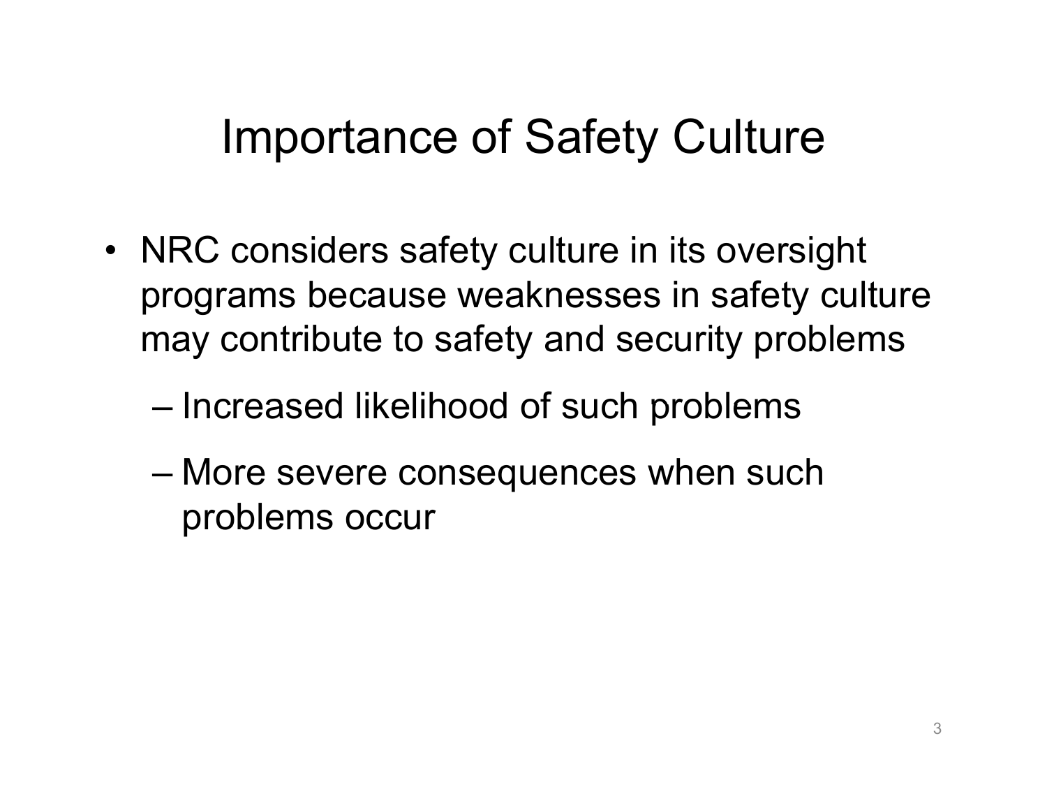# Importance of Safety Culture

- NRC considers safety culture in its oversight programs because weaknesses in safety culture may contribute to safety and security problems
  - Increased likelihood of such problems
  - More severe consequences when such problems occur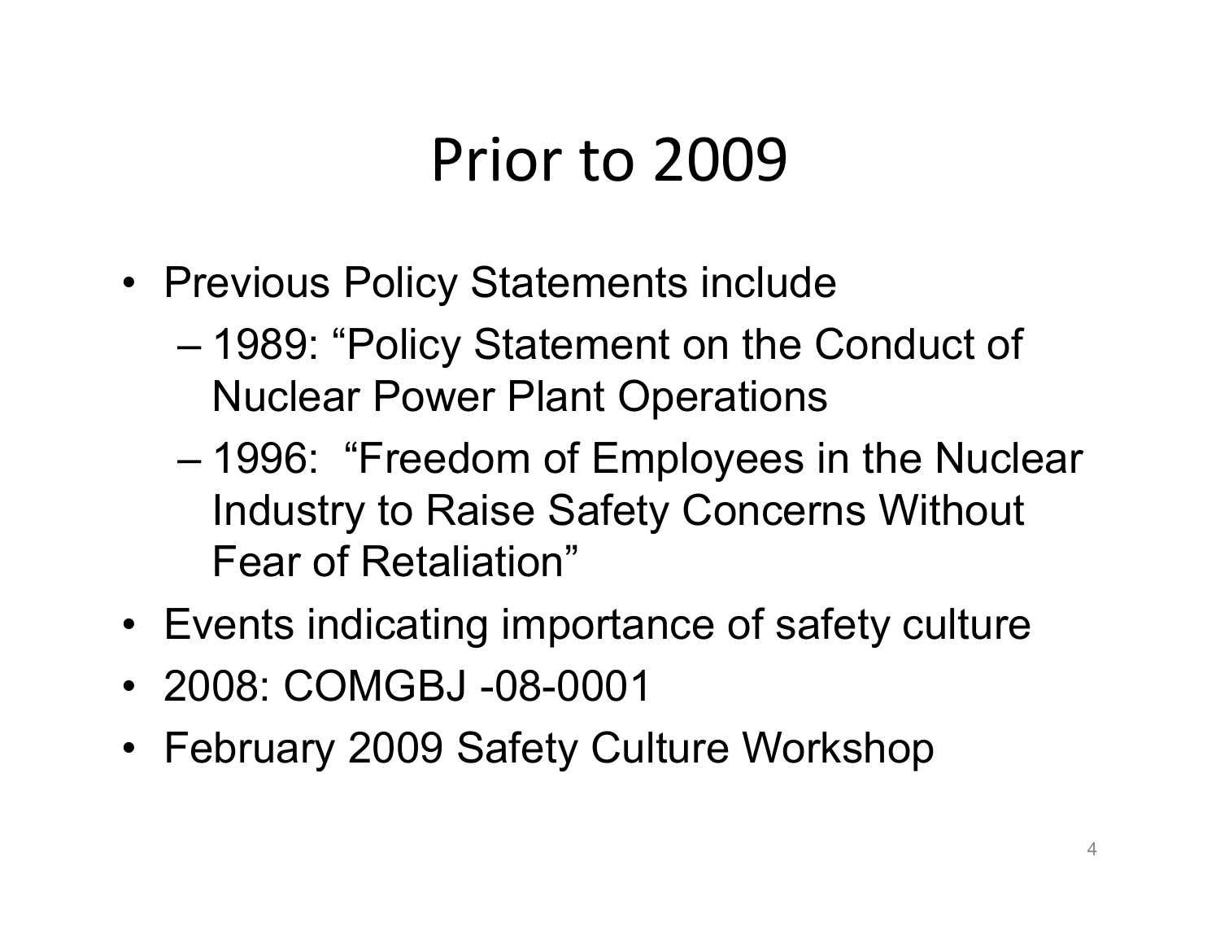# Prior to 2009

- Previous Policy Statements include
  - 1989: "Policy Statement on the Conduct of Nuclear Power Plant Operations
  - 1996: "Freedom of Employees in the Nuclear Industry to Raise Safety Concerns Without Fear of Retaliation"
- Events indicating importance of safety culture
- 2008: COMGBJ -08-0001
- February 2009 Safety Culture Workshop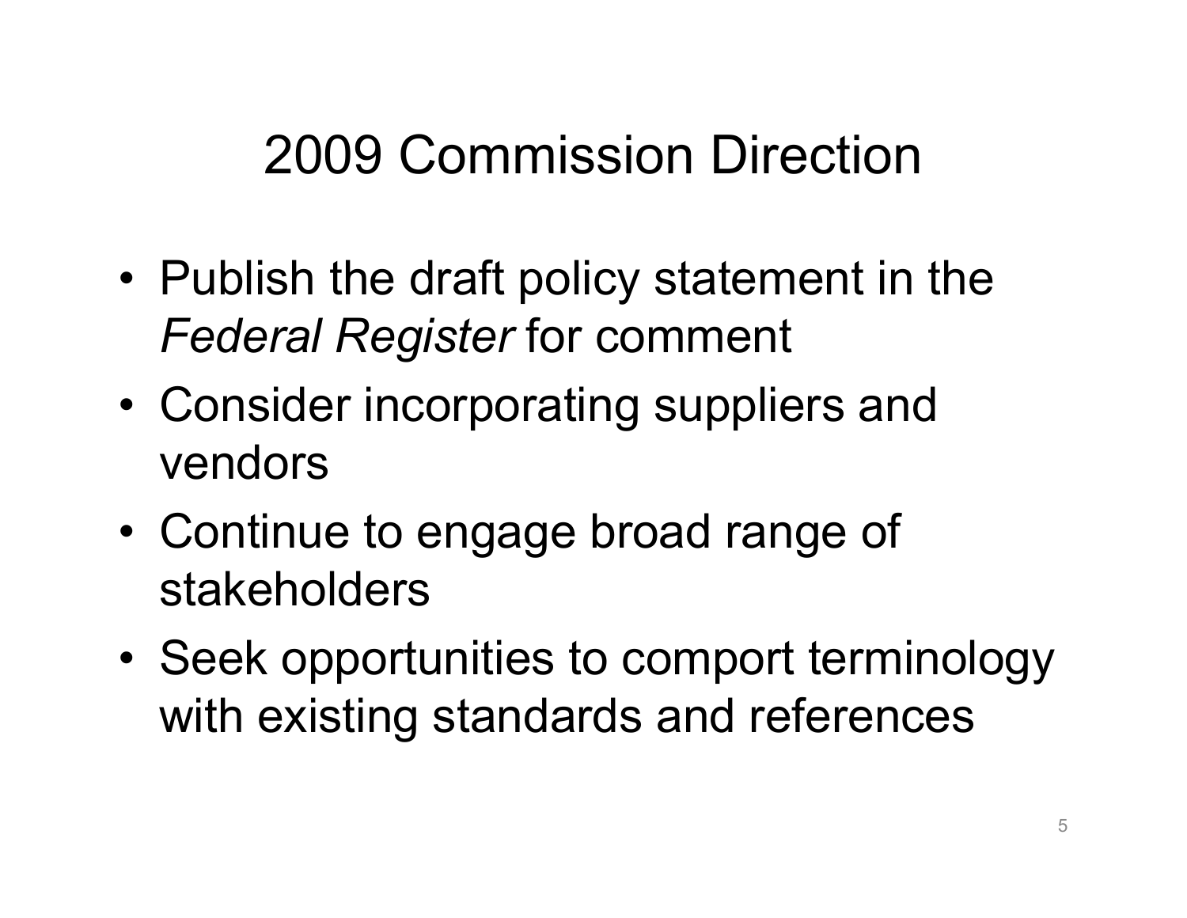# 2009 Commission Direction

- Publish the draft policy statement in the *Federal Register* for comment
- Consider incorporating suppliers and vendors
- Continue to engage broad range of stakeholders
- Seek opportunities to comport terminology with existing standards and references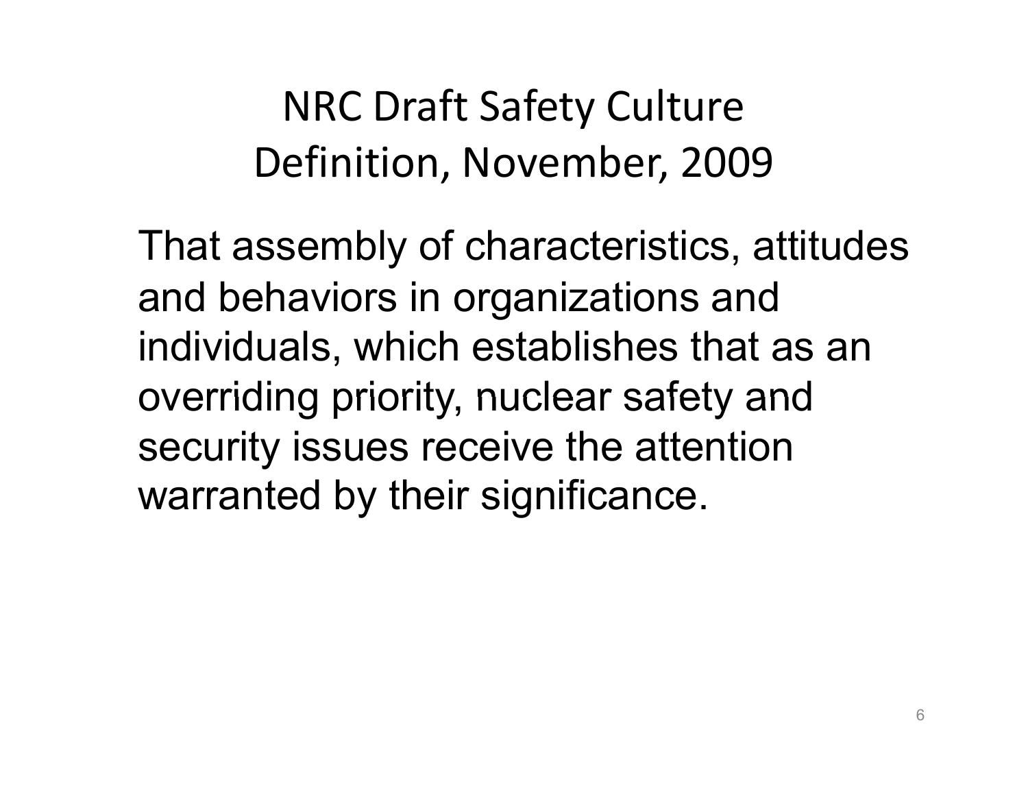# NRC Draft Safety Culture Definition, November, 2009

That assembly of characteristics, attitudes and behaviors in organizations and individuals, which establishes that as an overriding priority, nuclear safety and security issues receive the attention warranted by their significance.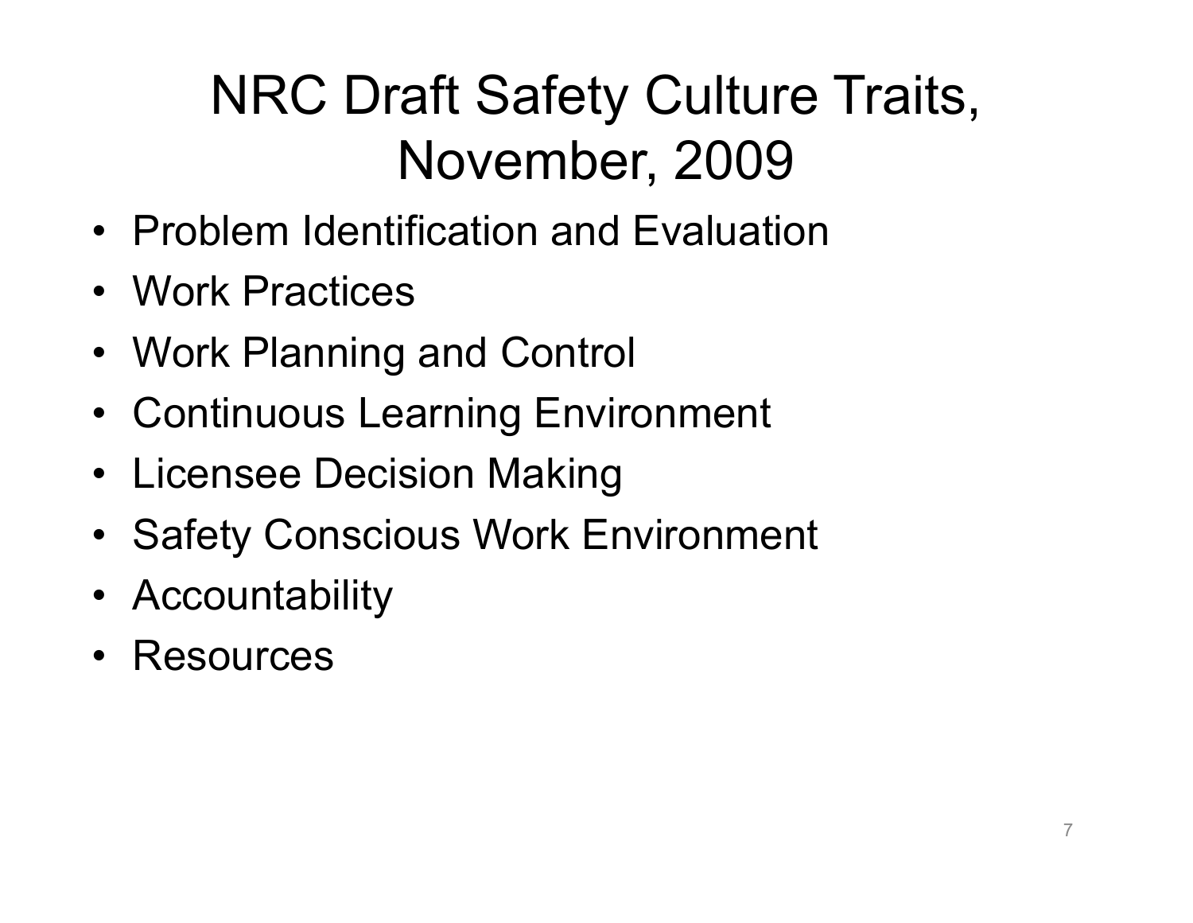# NRC Draft Safety Culture Traits, November, 2009

- Problem Identification and Evaluation
- Work Practices
- Work Planning and Control
- Continuous Learning Environment
- Licensee Decision Making
- Safety Conscious Work Environment
- Accountability
- Resources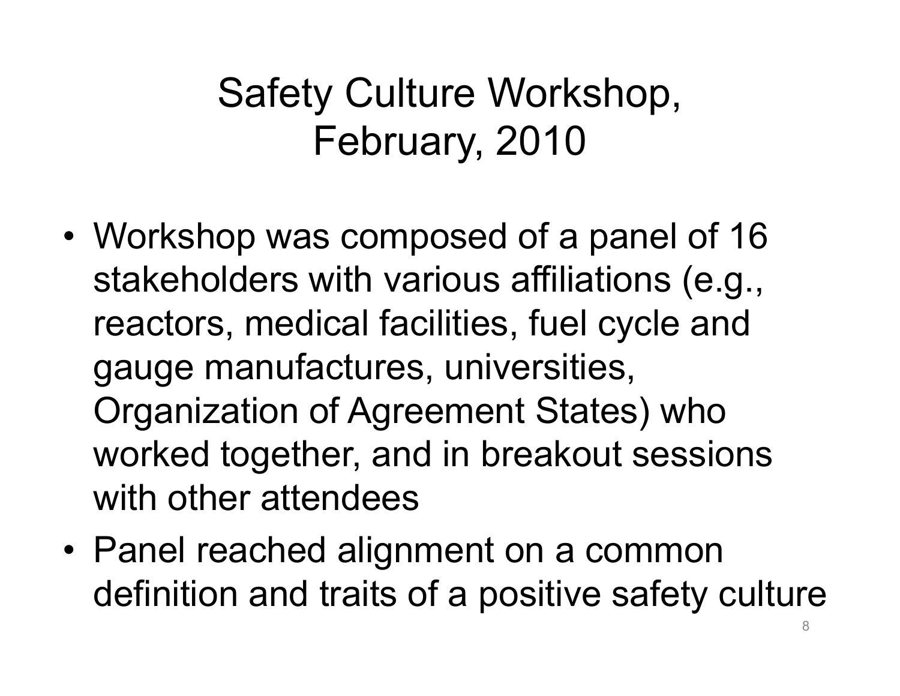# Safety Culture Workshop, February, 2010

- Workshop was composed of a panel of 16 stakeholders with various affiliations (e.g., reactors, medical facilities, fuel cycle and gauge manufactures, universities, Organization of Agreement States) who worked together, and in breakout sessions with other attendees
- Panel reached alignment on a common definition and traits of a positive safety culture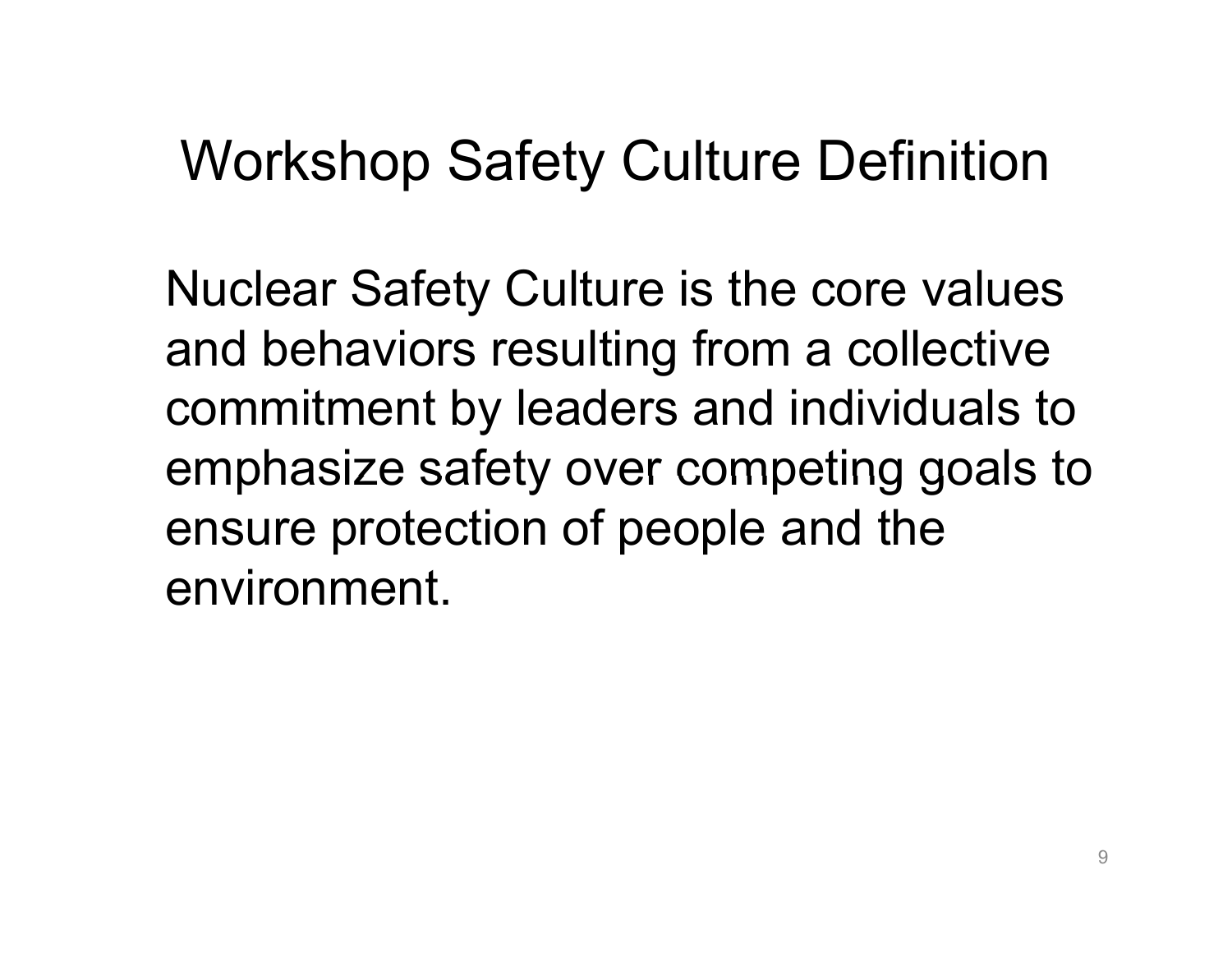# Workshop Safety Culture Definition

Nuclear Safety Culture is the core values and behaviors resulting from a collective commitment by leaders and individuals to emphasize safety over competing goals to ensure protection of people and the environment.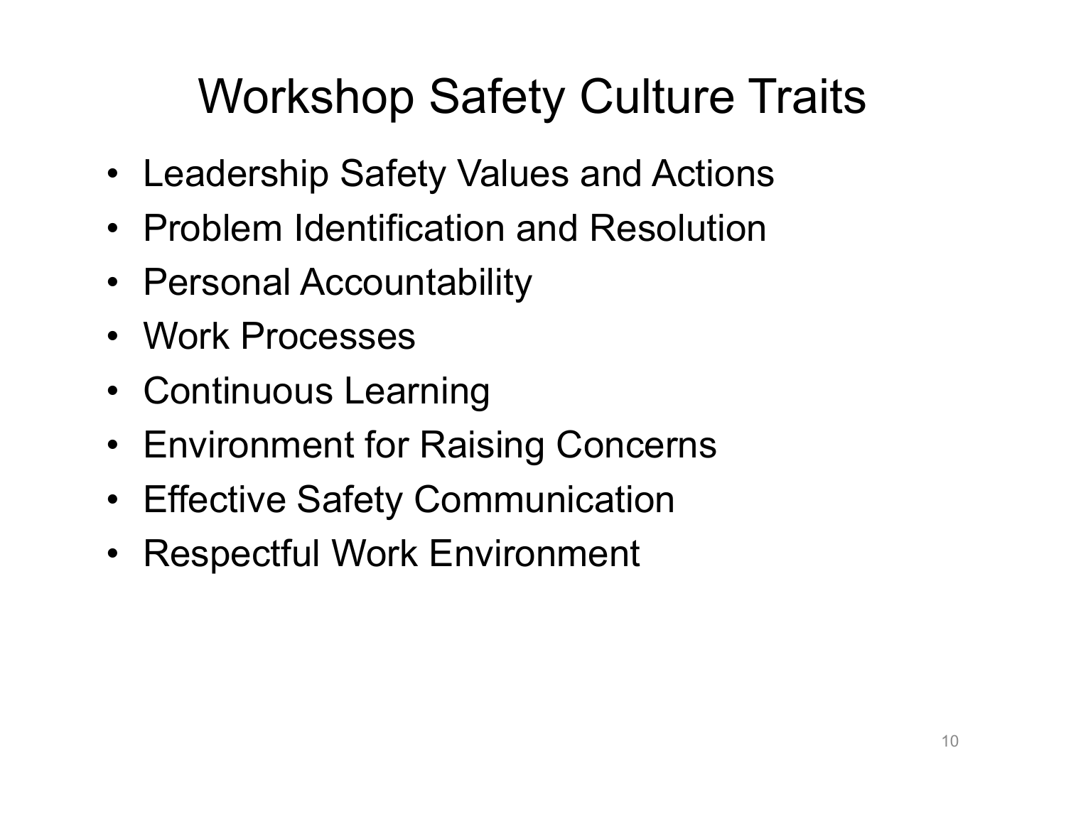# Workshop Safety Culture Traits

- Leadership Safety Values and Actions
- Problem Identification and Resolution
- Personal Accountability
- Work Processes
- Continuous Learning
- Environment for Raising Concerns
- Effective Safety Communication
- Respectful Work Environment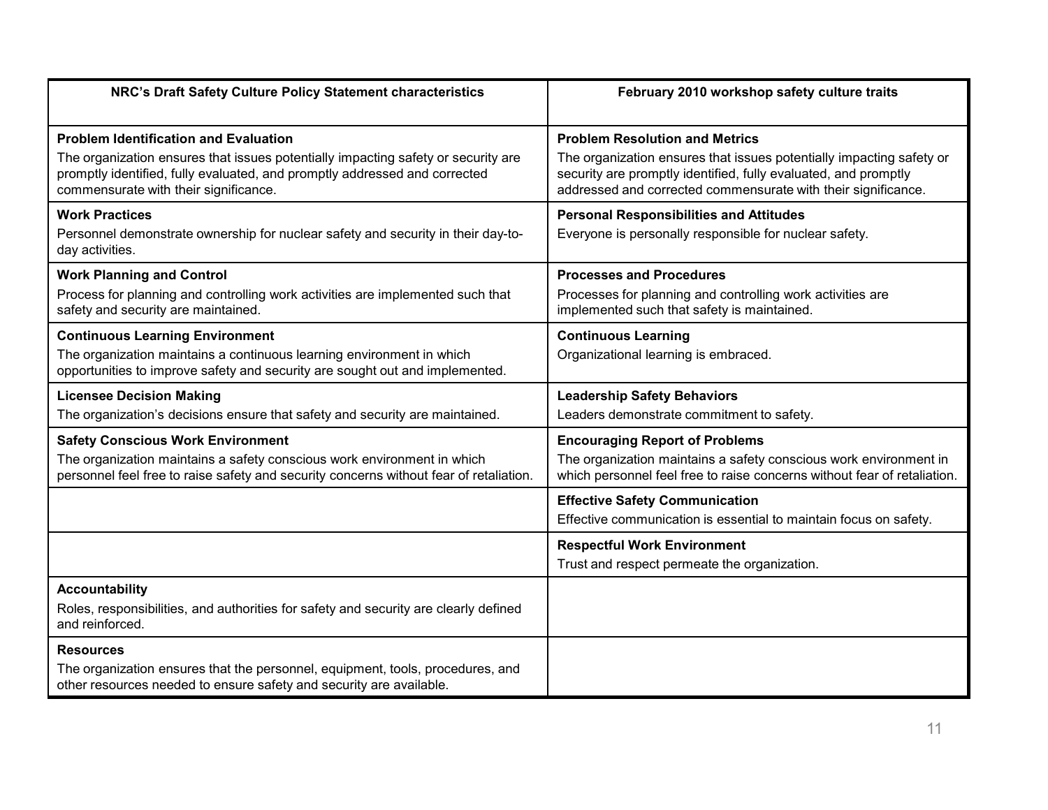| NRC's Draft Safety Culture Policy Statement characteristics | February 2010 workshop safety culture traits |
|---|---|
| **Problem Identification and Evaluation**<br>The organization ensures that issues potentially impacting safety or security are promptly identified, fully evaluated, and promptly addressed and corrected commensurate with their significance. | **Problem Resolution and Metrics**<br>The organization ensures that issues potentially impacting safety or security are promptly identified, fully evaluated, and promptly addressed and corrected commensurate with their significance. |
| **Work Practices**<br>Personnel demonstrate ownership for nuclear safety and security in their day-to-day activities. | **Personal Responsibilities and Attitudes**<br>Everyone is personally responsible for nuclear safety. |
| **Work Planning and Control**<br>Process for planning and controlling work activities are implemented such that safety and security are maintained. | **Processes and Procedures**<br>Processes for planning and controlling work activities are implemented such that safety is maintained. |
| **Continuous Learning Environment**<br>The organization maintains a continuous learning environment in which opportunities to improve safety and security are sought out and implemented. | **Continuous Learning**<br>Organizational learning is embraced. |
| **Licensee Decision Making**<br>The organization's decisions ensure that safety and security are maintained. | **Leadership Safety Behaviors**<br>Leaders demonstrate commitment to safety. |
| **Safety Conscious Work Environment**<br>The organization maintains a safety conscious work environment in which personnel feel free to raise safety and security concerns without fear of retaliation. | **Encouraging Report of Problems**<br>The organization maintains a safety conscious work environment in which personnel feel free to raise concerns without fear of retaliation. |
| | **Effective Safety Communication**<br>Effective communication is essential to maintain focus on safety. |
| | **Respectful Work Environment**<br>Trust and respect permeate the organization. |
| **Accountability**<br>Roles, responsibilities, and authorities for safety and security are clearly defined and reinforced. | |
| **Resources**<br>The organization ensures that the personnel, equipment, tools, procedures, and other resources needed to ensure safety and security are available. | |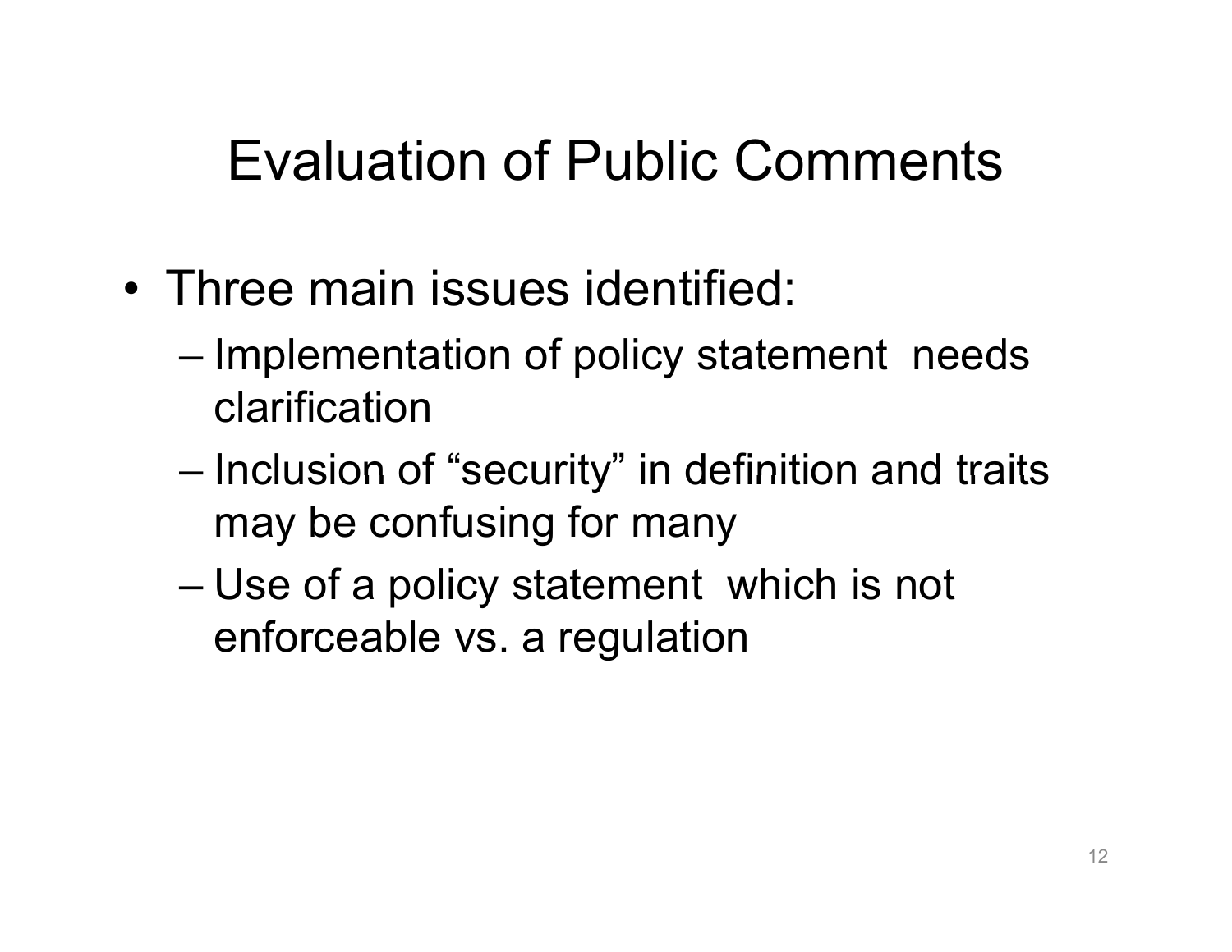# Evaluation of Public Comments

- Three main issues identified:
  - Implementation of policy statement needs clarification
  - Inclusion of "security" in definition and traits may be confusing for many
  - Use of a policy statement which is not enforceable vs. a regulation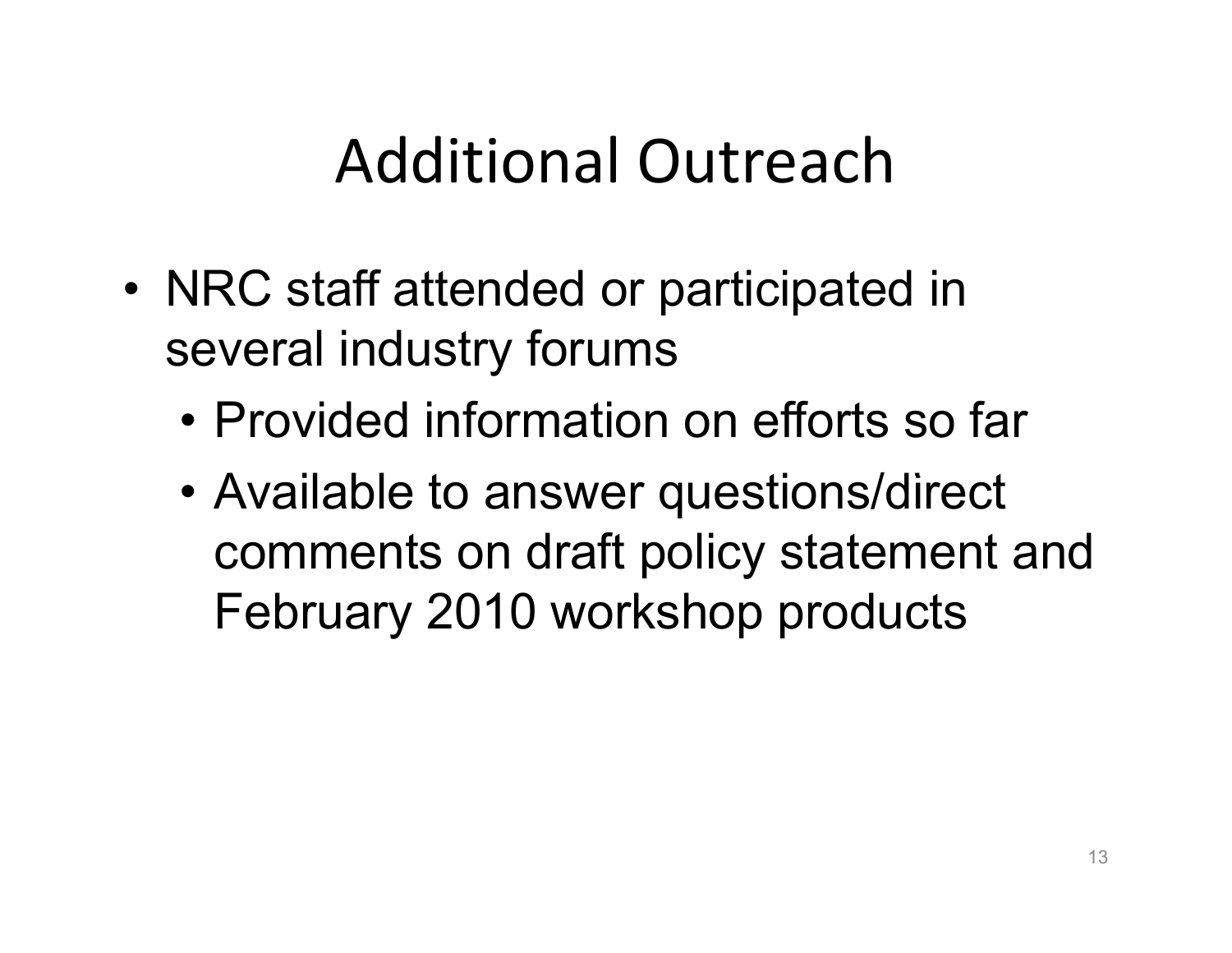# Additional Outreach

- NRC staff attended or participated in several industry forums
  - Provided information on efforts so far
  - Available to answer questions/direct comments on draft policy statement and February 2010 workshop products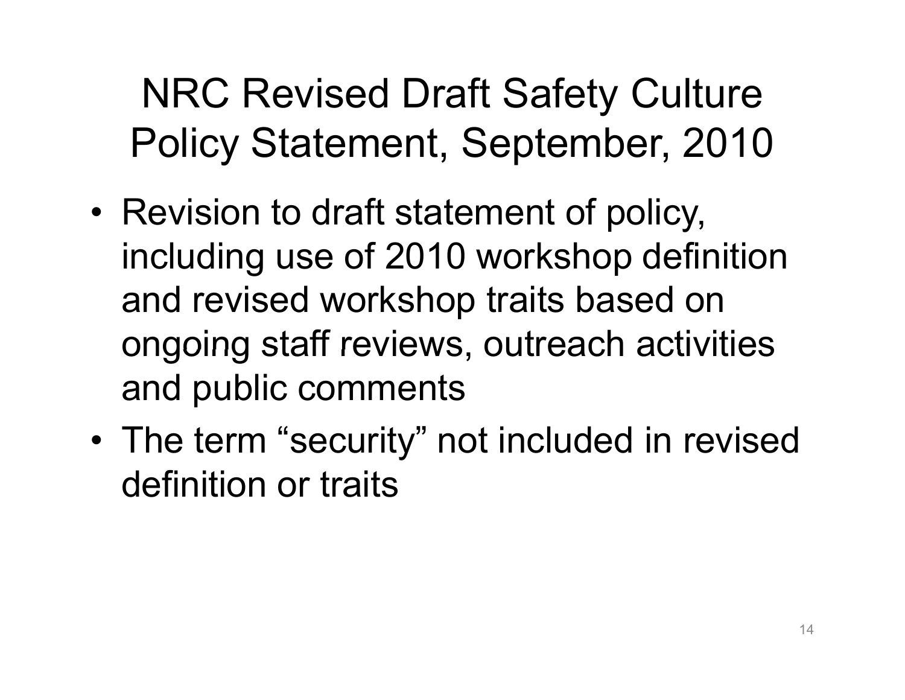# NRC Revised Draft Safety Culture Policy Statement, September, 2010

- Revision to draft statement of policy, including use of 2010 workshop definition and revised workshop traits based on ongoing staff reviews, outreach activities and public comments
- The term “security” not included in revised definition or traits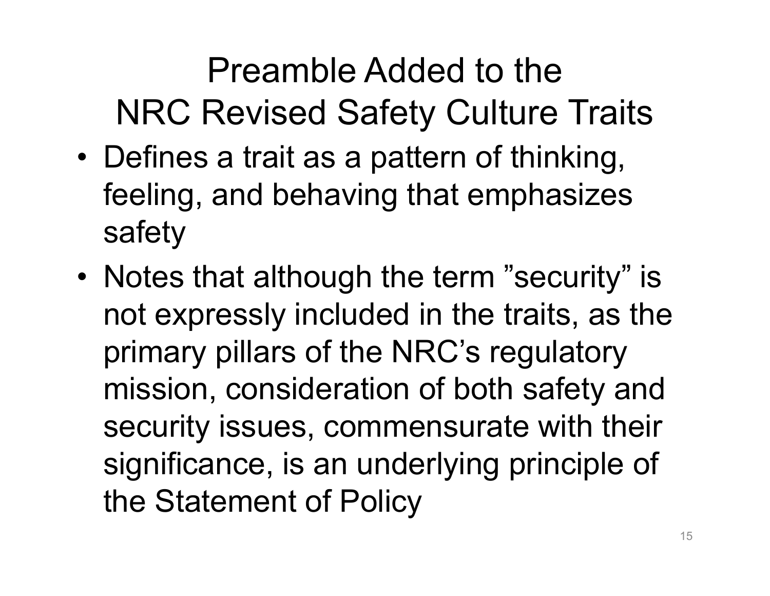# Preamble Added to the NRC Revised Safety Culture Traits

- Defines a trait as a pattern of thinking, feeling, and behaving that emphasizes safety
- Notes that although the term ”security” is not expressly included in the traits, as the primary pillars of the NRC’s regulatory mission, consideration of both safety and security issues, commensurate with their significance, is an underlying principle of the Statement of Policy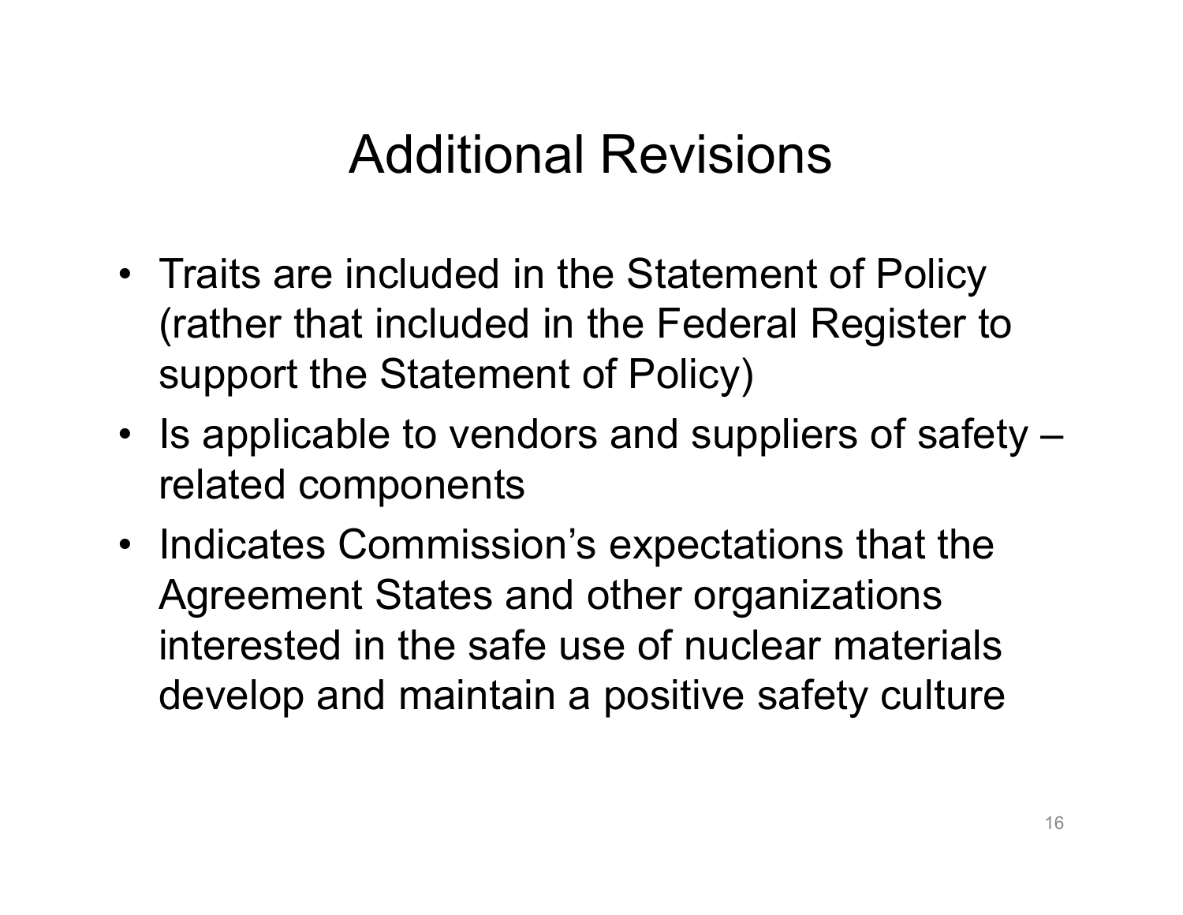# Additional Revisions

- Traits are included in the Statement of Policy (rather that included in the Federal Register to support the Statement of Policy)
- Is applicable to vendors and suppliers of safety – related components
- Indicates Commission's expectations that the Agreement States and other organizations interested in the safe use of nuclear materials develop and maintain a positive safety culture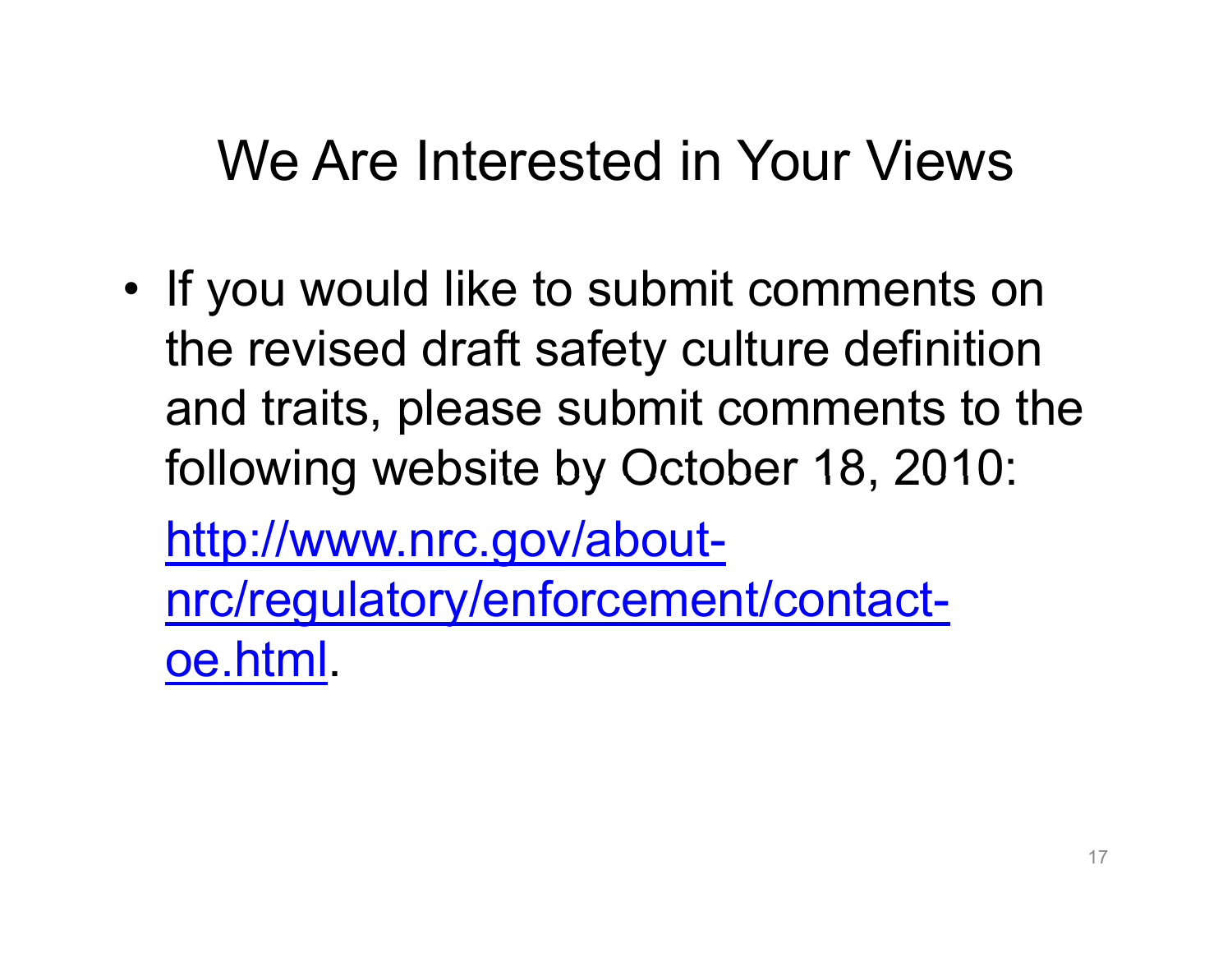# We Are Interested in Your Views

- If you would like to submit comments on the revised draft safety culture definition and traits, please submit comments to the following website by October 18, 2010: [http://www.nrc.gov/about-nrc/regulatory/enforcement/contact-oe.html](http://www.nrc.gov/about-nrc/regulatory/enforcement/contact-oe.html).